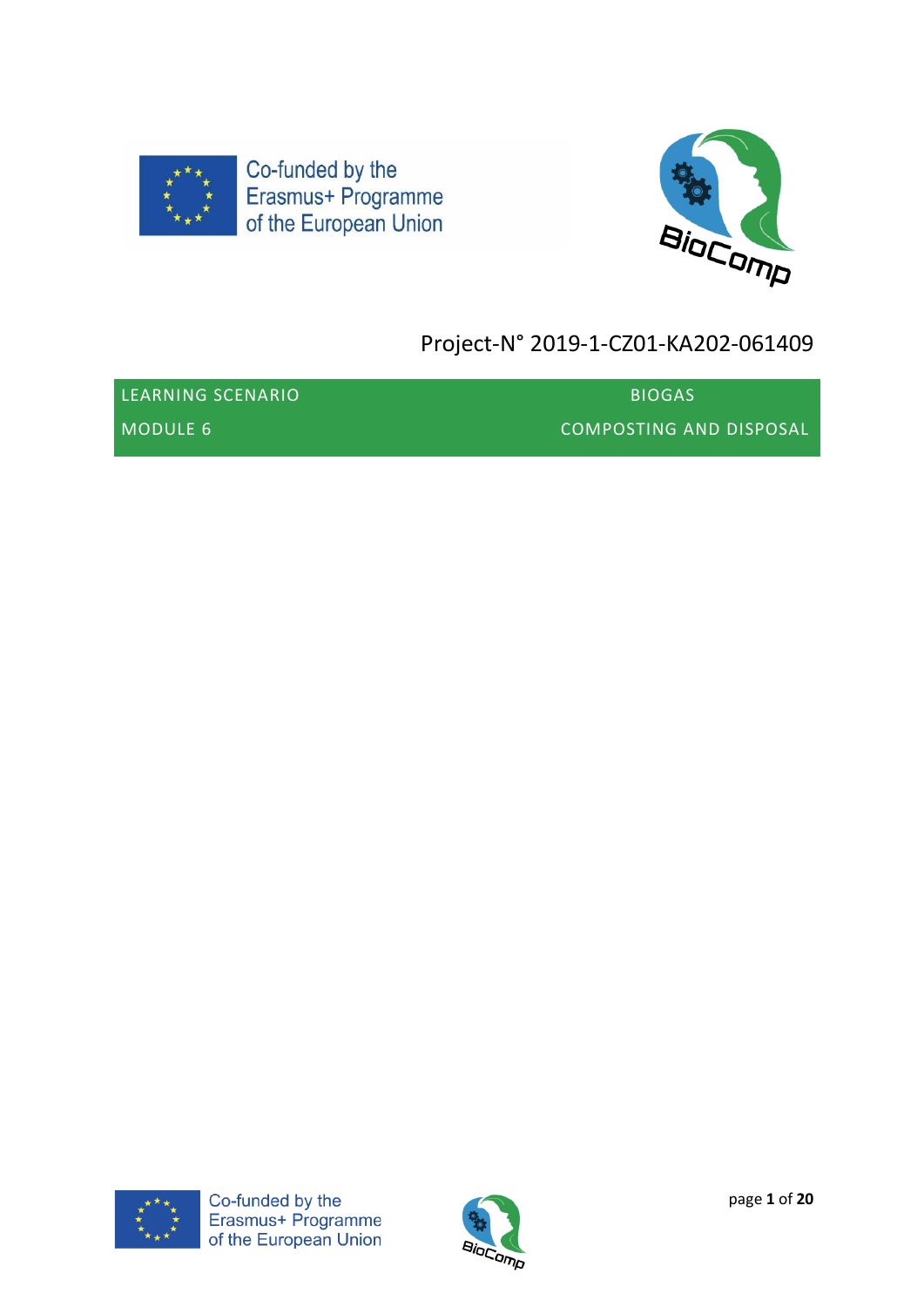Co-funded by the Erasmus+ Programme of the European Union

Project-N° 2019-1-CZ01-KA202-061409

| | |
|---|---|
| LEARNING SCENARIO | BIOGAS |
| MODULE 6 | COMPOSTING AND DISPOSAL |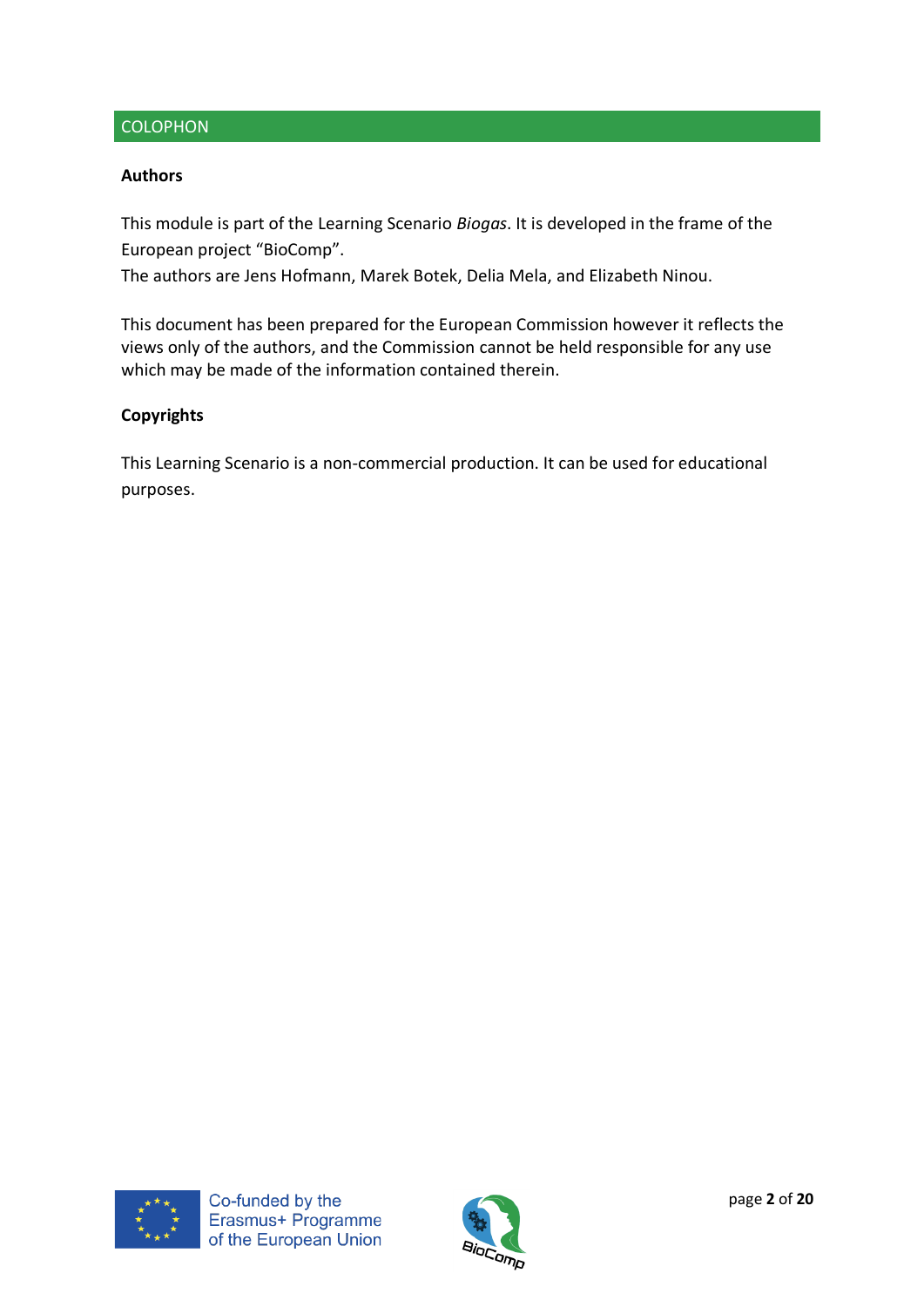## COLOPHON

**Authors**

This module is part of the Learning Scenario *Biogas*. It is developed in the frame of the European project “BioComp”.
The authors are Jens Hofmann, Marek Botek, Delia Mela, and Elizabeth Ninou.

This document has been prepared for the European Commission however it reflects the views only of the authors, and the Commission cannot be held responsible for any use which may be made of the information contained therein.

**Copyrights**

This Learning Scenario is a non-commercial production. It can be used for educational purposes.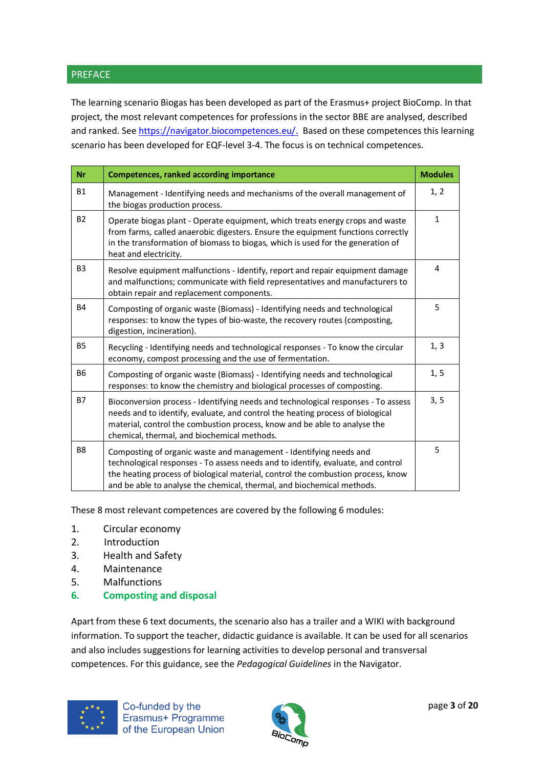## PREFACE

The learning scenario Biogas has been developed as part of the Erasmus+ project BioComp. In that project, the most relevant competences for professions in the sector BBE are analysed, described and ranked. See https://navigator.biocompetences.eu/. Based on these competences this learning scenario has been developed for EQF-level 3-4. The focus is on technical competences.

| Nr | Competences, ranked according importance | Modules |
|---|---|---|
| B1 | Management - Identifying needs and mechanisms of the overall management of the biogas production process. | 1, 2 |
| B2 | Operate biogas plant - Operate equipment, which treats energy crops and waste from farms, called anaerobic digesters. Ensure the equipment functions correctly in the transformation of biomass to biogas, which is used for the generation of heat and electricity. | 1 |
| B3 | Resolve equipment malfunctions - Identify, report and repair equipment damage and malfunctions; communicate with field representatives and manufacturers to obtain repair and replacement components. | 4 |
| B4 | Composting of organic waste (Biomass) - Identifying needs and technological responses: to know the types of bio-waste, the recovery routes (composting, digestion, incineration). | 5 |
| B5 | Recycling - Identifying needs and technological responses - To know the circular economy, compost processing and the use of fermentation. | 1, 3 |
| B6 | Composting of organic waste (Biomass) - Identifying needs and technological responses: to know the chemistry and biological processes of composting. | 1, 5 |
| B7 | Bioconversion process - Identifying needs and technological responses - To assess needs and to identify, evaluate, and control the heating process of biological material, control the combustion process, know and be able to analyse the chemical, thermal, and biochemical methods. | 3, 5 |
| B8 | Composting of organic waste and management - Identifying needs and technological responses - To assess needs and to identify, evaluate, and control the heating process of biological material, control the combustion process, know and be able to analyse the chemical, thermal, and biochemical methods. | 5 |

These 8 most relevant competences are covered by the following 6 modules:

1. Circular economy
2. Introduction
3. Health and Safety
4. Maintenance
5. Malfunctions
6. **Composting and disposal**

Apart from these 6 text documents, the scenario also has a trailer and a WIKI with background information. To support the teacher, didactic guidance is available. It can be used for all scenarios and also includes suggestions for learning activities to develop personal and transversal competences. For this guidance, see the *Pedagogical Guidelines* in the Navigator.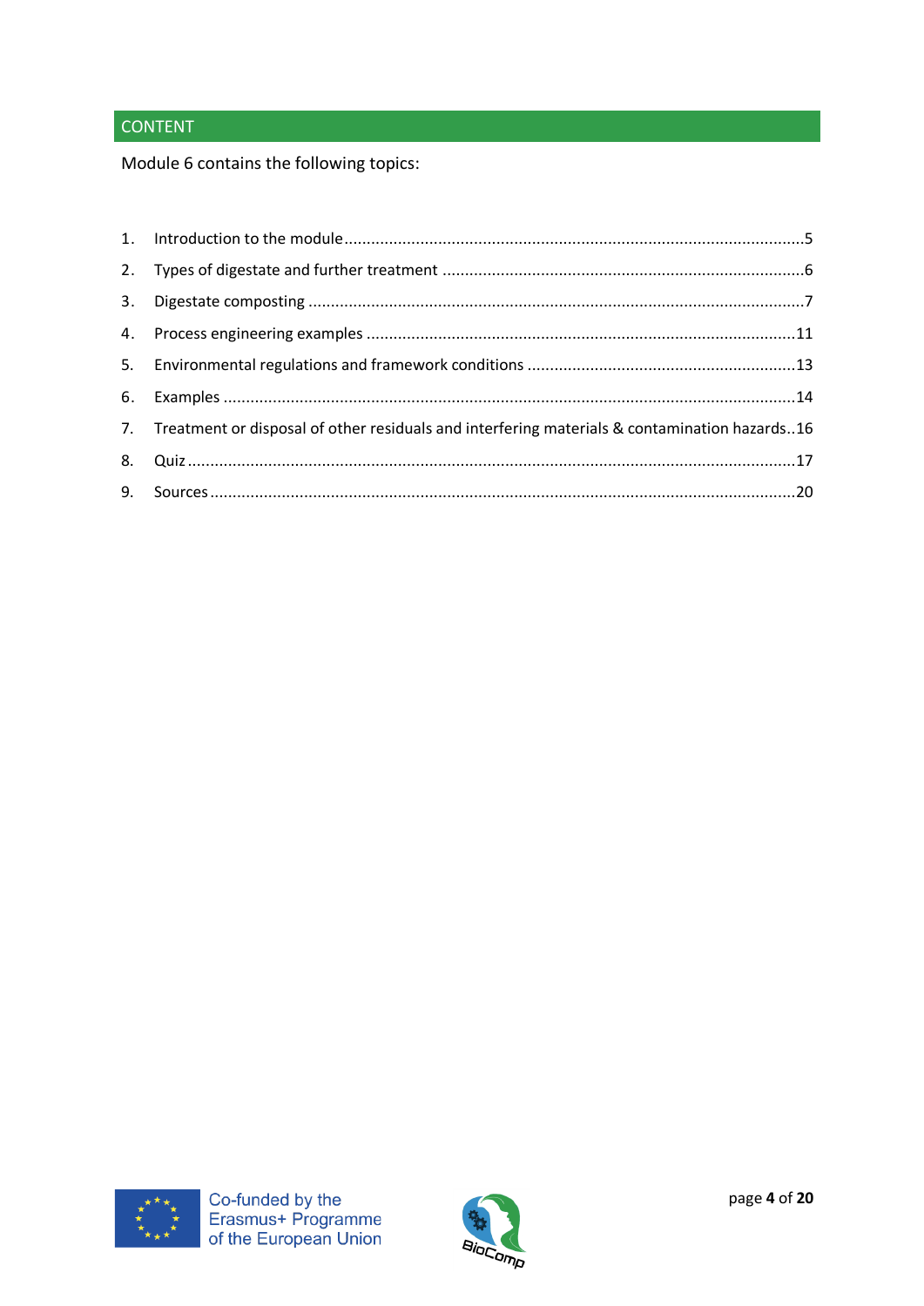## CONTENT

Module 6 contains the following topics:

1. Introduction to the module .......................................................................................................5
2. Types of digestate and further treatment ..................................................................................6
3. Digestate composting ................................................................................................................7
4. Process engineering examples ..................................................................................................11
5. Environmental regulations and framework conditions ............................................................13
6. Examples .................................................................................................................................14
7. Treatment or disposal of other residuals and interfering materials & contamination hazards..16
8. Quiz ........................................................................................................................................17
9. Sources ....................................................................................................................................20

Co-funded by the Erasmus+ Programme of the European Union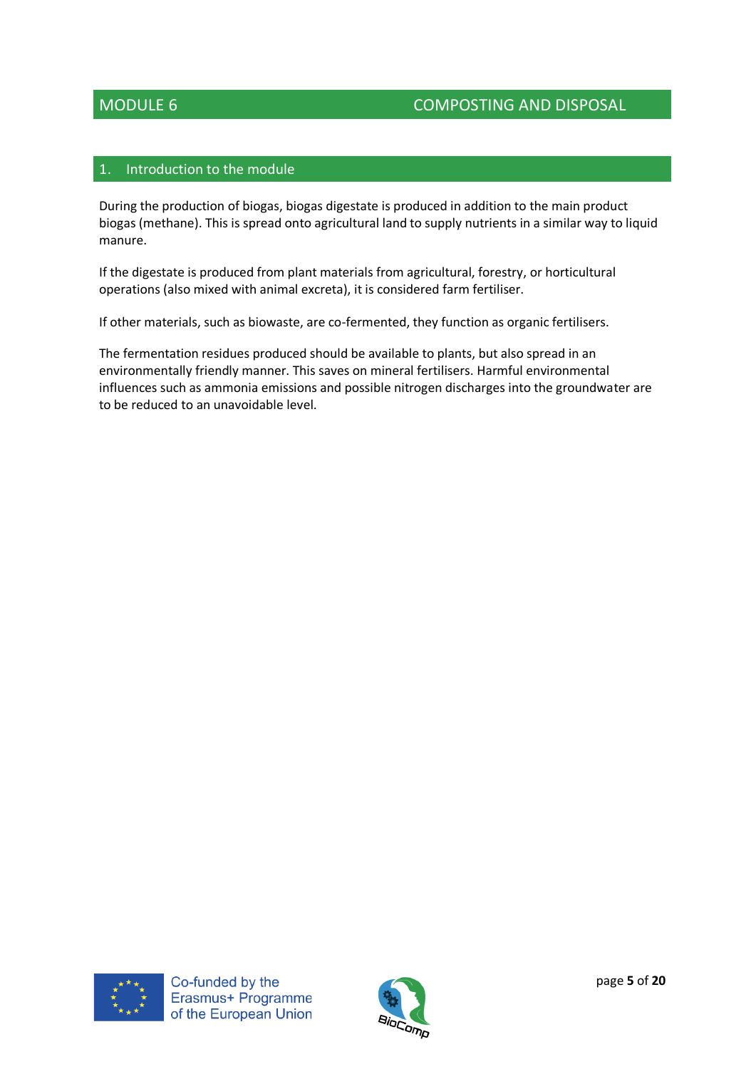# MODULE 6 COMPOSTING AND DISPOSAL

## 1. Introduction to the module

During the production of biogas, biogas digestate is produced in addition to the main product biogas (methane). This is spread onto agricultural land to supply nutrients in a similar way to liquid manure.

If the digestate is produced from plant materials from agricultural, forestry, or horticultural operations (also mixed with animal excreta), it is considered farm fertiliser.

If other materials, such as biowaste, are co-fermented, they function as organic fertilisers.

The fermentation residues produced should be available to plants, but also spread in an environmentally friendly manner. This saves on mineral fertilisers. Harmful environmental influences such as ammonia emissions and possible nitrogen discharges into the groundwater are to be reduced to an unavoidable level.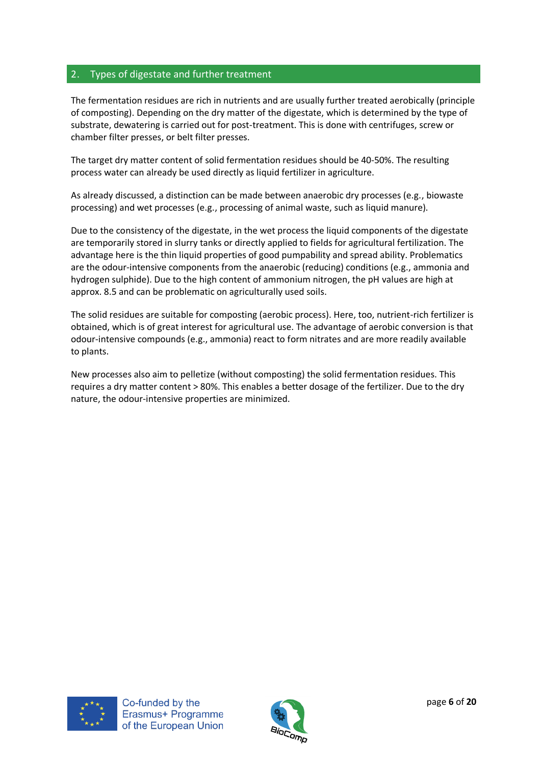## 2. Types of digestate and further treatment

The fermentation residues are rich in nutrients and are usually further treated aerobically (principle of composting). Depending on the dry matter of the digestate, which is determined by the type of substrate, dewatering is carried out for post-treatment. This is done with centrifuges, screw or chamber filter presses, or belt filter presses.

The target dry matter content of solid fermentation residues should be 40-50%. The resulting process water can already be used directly as liquid fertilizer in agriculture.

As already discussed, a distinction can be made between anaerobic dry processes (e.g., biowaste processing) and wet processes (e.g., processing of animal waste, such as liquid manure).

Due to the consistency of the digestate, in the wet process the liquid components of the digestate are temporarily stored in slurry tanks or directly applied to fields for agricultural fertilization. The advantage here is the thin liquid properties of good pumpability and spread ability. Problematics are the odour-intensive components from the anaerobic (reducing) conditions (e.g., ammonia and hydrogen sulphide). Due to the high content of ammonium nitrogen, the pH values are high at approx. 8.5 and can be problematic on agriculturally used soils.

The solid residues are suitable for composting (aerobic process). Here, too, nutrient-rich fertilizer is obtained, which is of great interest for agricultural use. The advantage of aerobic conversion is that odour-intensive compounds (e.g., ammonia) react to form nitrates and are more readily available to plants.

New processes also aim to pelletize (without composting) the solid fermentation residues. This requires a dry matter content > 80%. This enables a better dosage of the fertilizer. Due to the dry nature, the odour-intensive properties are minimized.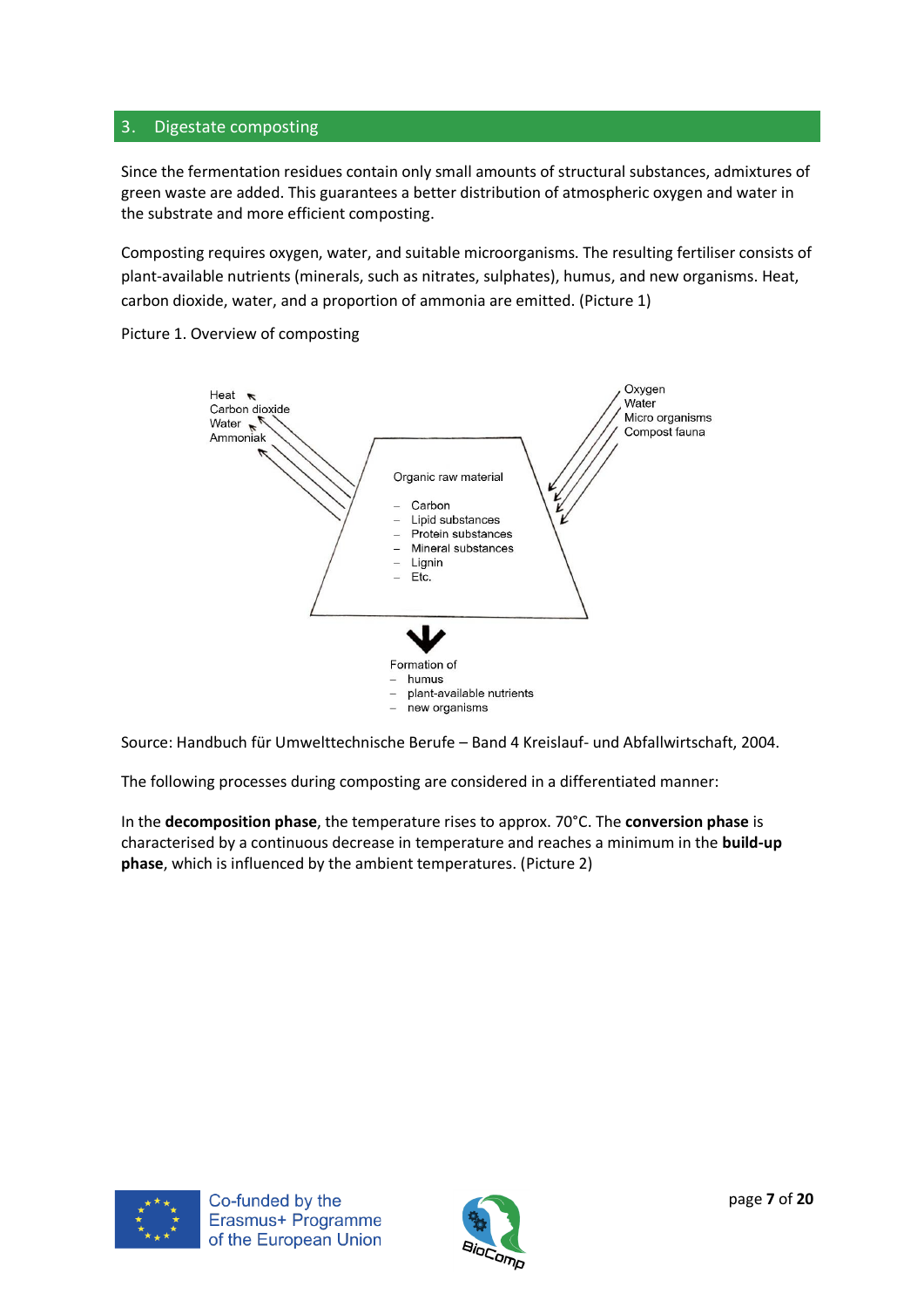## 3. Digestate composting

Since the fermentation residues contain only small amounts of structural substances, admixtures of green waste are added. This guarantees a better distribution of atmospheric oxygen and water in the substrate and more efficient composting.

Composting requires oxygen, water, and suitable microorganisms. The resulting fertiliser consists of plant-available nutrients (minerals, such as nitrates, sulphates), humus, and new organisms. Heat, carbon dioxide, water, and a proportion of ammonia are emitted. (Picture 1)

Picture 1. Overview of composting

Heat
Carbon dioxide
Water
Ammoniak

Oxygen
Water
Micro organisms
Compost fauna

Organic raw material

- Carbon
- Lipid substances
- Protein substances
- Mineral substances
- Lignin
- Etc.

Formation of

- humus
- plant-available nutrients
- new organisms

Source: Handbuch für Umwelttechnische Berufe – Band 4 Kreislauf- und Abfallwirtschaft, 2004.

The following processes during composting are considered in a differentiated manner:

In the **decomposition phase**, the temperature rises to approx. 70°C. The **conversion phase** is characterised by a continuous decrease in temperature and reaches a minimum in the **build-up phase**, which is influenced by the ambient temperatures. (Picture 2)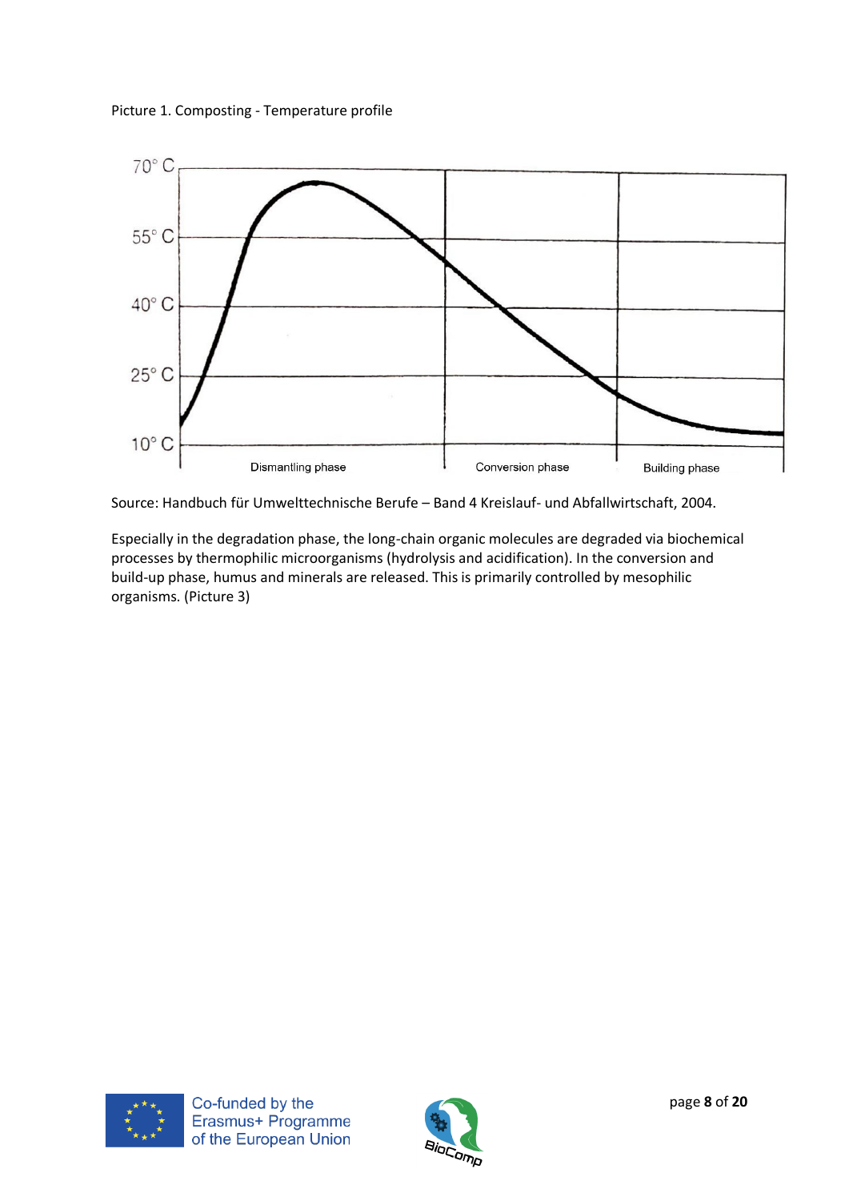Picture 1. Composting - Temperature profile

70° C

55° C

40° C

25° C

10° C

Dismantling phase

Conversion phase

Building phase

Source: Handbuch für Umwelttechnische Berufe – Band 4 Kreislauf- und Abfallwirtschaft, 2004.

Especially in the degradation phase, the long-chain organic molecules are degraded via biochemical processes by thermophilic microorganisms (hydrolysis and acidification). In the conversion and build-up phase, humus and minerals are released. This is primarily controlled by mesophilic organisms. (Picture 3)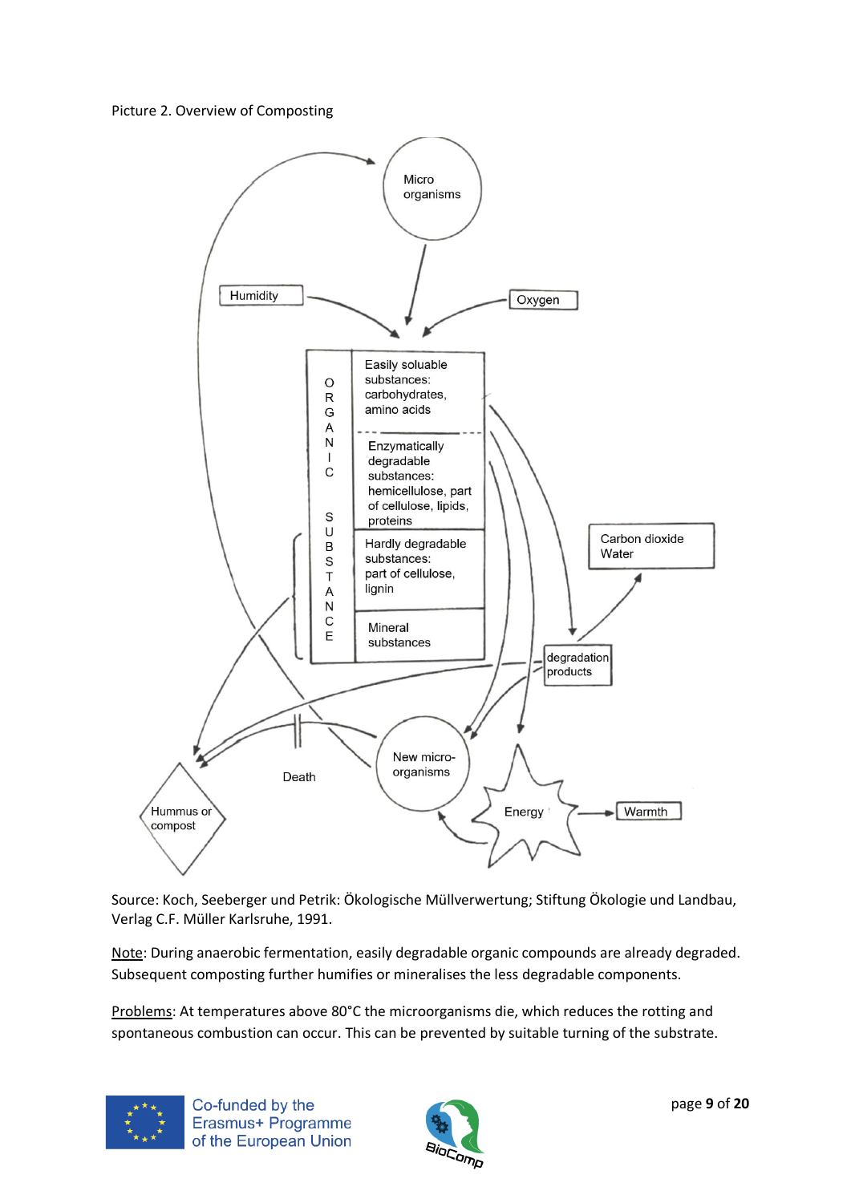Picture 2. Overview of Composting

Micro organisms

Humidity

Oxygen

ORGANIC SUBSTANCE

Easily soluable substances: carbohydrates, amino acids

Enzymatically degradable substances: hemicellulose, part of cellulose, lipids, proteins

Hardly degradable substances: part of cellulose, lignin

Mineral substances

Carbon dioxide Water

degradation products

New micro-organisms

Death

Hummus or compost

Energy

Warmth

Source: Koch, Seeberger und Petrik: Ökologische Müllverwertung; Stiftung Ökologie und Landbau, Verlag C.F. Müller Karlsruhe, 1991.

Note: During anaerobic fermentation, easily degradable organic compounds are already degraded. Subsequent composting further humifies or mineralises the less degradable components.

Problems: At temperatures above 80°C the microorganisms die, which reduces the rotting and spontaneous combustion can occur. This can be prevented by suitable turning of the substrate.

Co-funded by the Erasmus+ Programme of the European Union

BioComp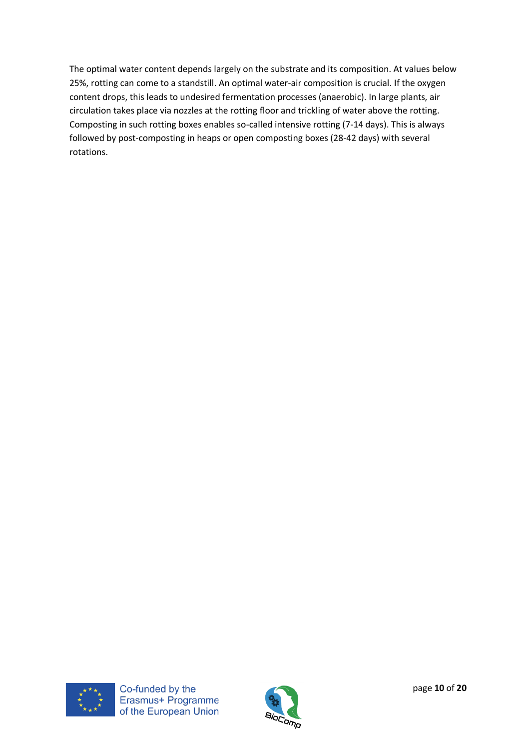The optimal water content depends largely on the substrate and its composition. At values below 25%, rotting can come to a standstill. An optimal water-air composition is crucial. If the oxygen content drops, this leads to undesired fermentation processes (anaerobic). In large plants, air circulation takes place via nozzles at the rotting floor and trickling of water above the rotting. Composting in such rotting boxes enables so-called intensive rotting (7-14 days). This is always followed by post-composting in heaps or open composting boxes (28-42 days) with several rotations.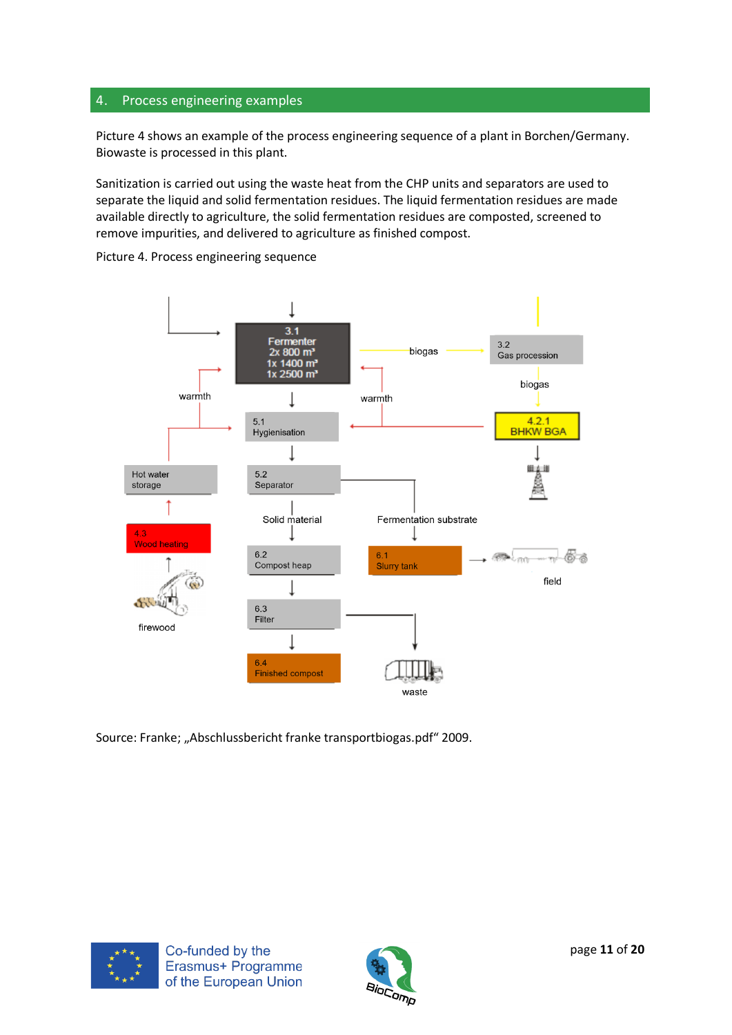## 4. Process engineering examples

Picture 4 shows an example of the process engineering sequence of a plant in Borchen/Germany. Biowaste is processed in this plant.

Sanitization is carried out using the waste heat from the CHP units and separators are used to separate the liquid and solid fermentation residues. The liquid fermentation residues are made available directly to agriculture, the solid fermentation residues are composted, screened to remove impurities, and delivered to agriculture as finished compost.

Picture 4. Process engineering sequence

3.1
Fermenter
2x 800 m³
1x 1400 m³
1x 2500 m³

biogas

3.2
Gas procession

biogas

4.2.1
BHKW BGA

warmth

warmth

5.1
Hygienisation

Hot water storage

5.2
Separator

4.3
Wood heating

Solid material

Fermentation substrate

firewood

6.2
Compost heap

6.1
Slurry tank

field

6.3
Filter

6.4
Finished compost

waste

Source: Franke; „Abschlussbericht franke transportbiogas.pdf“ 2009.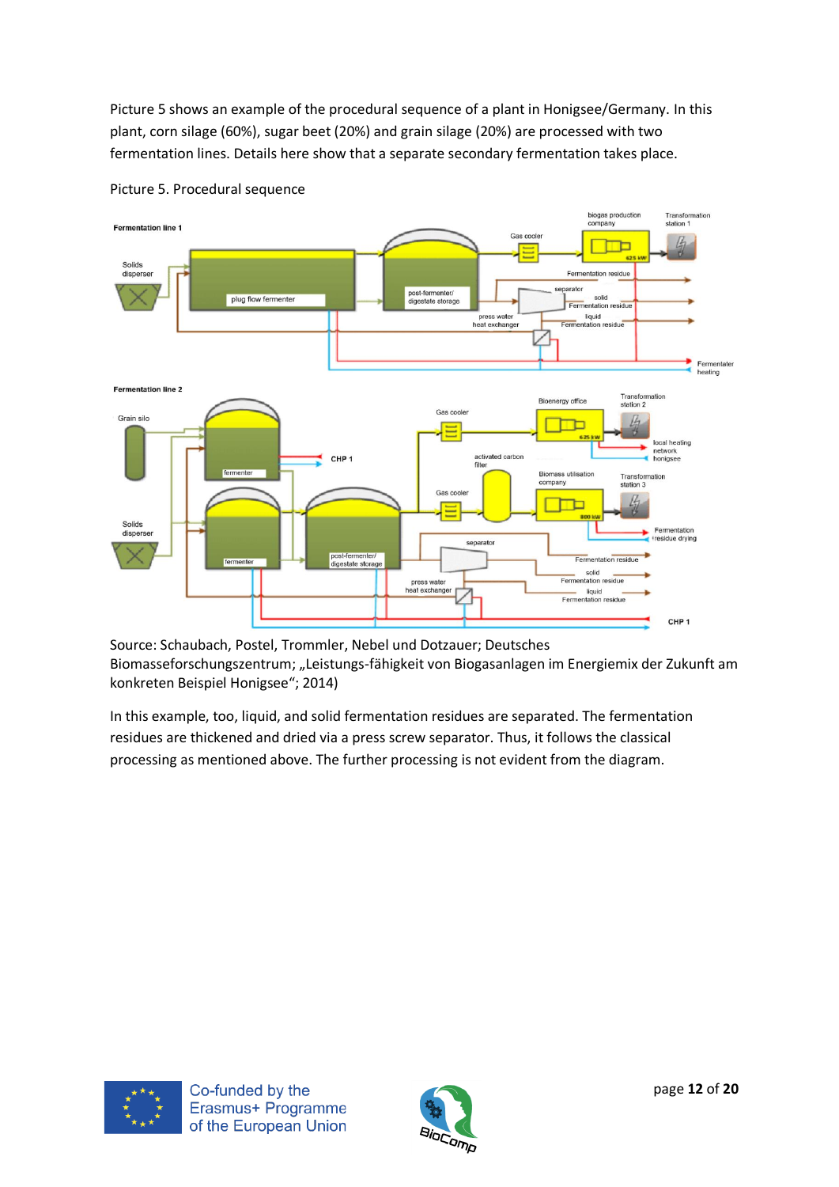Picture 5 shows an example of the procedural sequence of a plant in Honigsee/Germany. In this plant, corn silage (60%), sugar beet (20%) and grain silage (20%) are processed with two fermentation lines. Details here show that a separate secondary fermentation takes place.

Picture 5. Procedural sequence

Fermentation line 1

Solids disperser

plug flow fermenter

post-fermenter/ digestate storage

Gas cooler

biogas production company

625 kW

Transformation station 1

Fermentation residue

separator

solid Fermentation residue

press water heat exchanger

liquid Fermentation residue

Fermentater heating

Fermentation line 2

Grain silo

fermenter

CHP 1

Solids disperser

fermenter

post-fermenter/ digestate storage

Gas cooler

Bioenergy office

625 kW

Transformation station 2

local heating network honigsee

activated carbon filter

Gas cooler

Biomass utilisation company

800 kW

Transformation station 3

Fermentation residue drying

separator

Fermentation residue

solid Fermentation residue

press water heat exchanger

liquid Fermentation residue

CHP 1

Source: Schaubach, Postel, Trommler, Nebel und Dotzauer; Deutsches Biomasseforschungszentrum; „Leistungs-fähigkeit von Biogasanlagen im Energiemix der Zukunft am konkreten Beispiel Honigsee“; 2014)

In this example, too, liquid, and solid fermentation residues are separated. The fermentation residues are thickened and dried via a press screw separator. Thus, it follows the classical processing as mentioned above. The further processing is not evident from the diagram.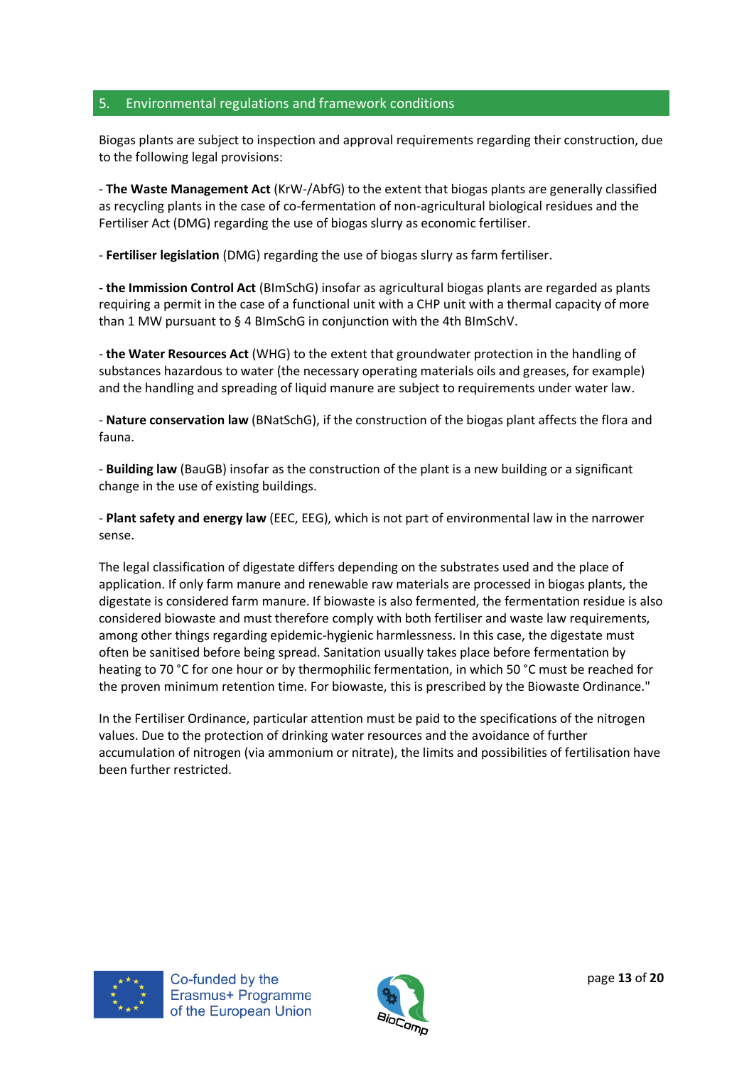## 5. Environmental regulations and framework conditions

Biogas plants are subject to inspection and approval requirements regarding their construction, due to the following legal provisions:

- **The Waste Management Act** (KrW-/AbfG) to the extent that biogas plants are generally classified as recycling plants in the case of co-fermentation of non-agricultural biological residues and the Fertiliser Act (DMG) regarding the use of biogas slurry as economic fertiliser.

- **Fertiliser legislation** (DMG) regarding the use of biogas slurry as farm fertiliser.

**- the Immission Control Act** (BImSchG) insofar as agricultural biogas plants are regarded as plants requiring a permit in the case of a functional unit with a CHP unit with a thermal capacity of more than 1 MW pursuant to § 4 BImSchG in conjunction with the 4th BImSchV.

- **the Water Resources Act** (WHG) to the extent that groundwater protection in the handling of substances hazardous to water (the necessary operating materials oils and greases, for example) and the handling and spreading of liquid manure are subject to requirements under water law.

- **Nature conservation law** (BNatSchG), if the construction of the biogas plant affects the flora and fauna.

- **Building law** (BauGB) insofar as the construction of the plant is a new building or a significant change in the use of existing buildings.

- **Plant safety and energy law** (EEC, EEG), which is not part of environmental law in the narrower sense.

The legal classification of digestate differs depending on the substrates used and the place of application. If only farm manure and renewable raw materials are processed in biogas plants, the digestate is considered farm manure. If biowaste is also fermented, the fermentation residue is also considered biowaste and must therefore comply with both fertiliser and waste law requirements, among other things regarding epidemic-hygienic harmlessness. In this case, the digestate must often be sanitised before being spread. Sanitation usually takes place before fermentation by heating to 70 °C for one hour or by thermophilic fermentation, in which 50 °C must be reached for the proven minimum retention time. For biowaste, this is prescribed by the Biowaste Ordinance."

In the Fertiliser Ordinance, particular attention must be paid to the specifications of the nitrogen values. Due to the protection of drinking water resources and the avoidance of further accumulation of nitrogen (via ammonium or nitrate), the limits and possibilities of fertilisation have been further restricted.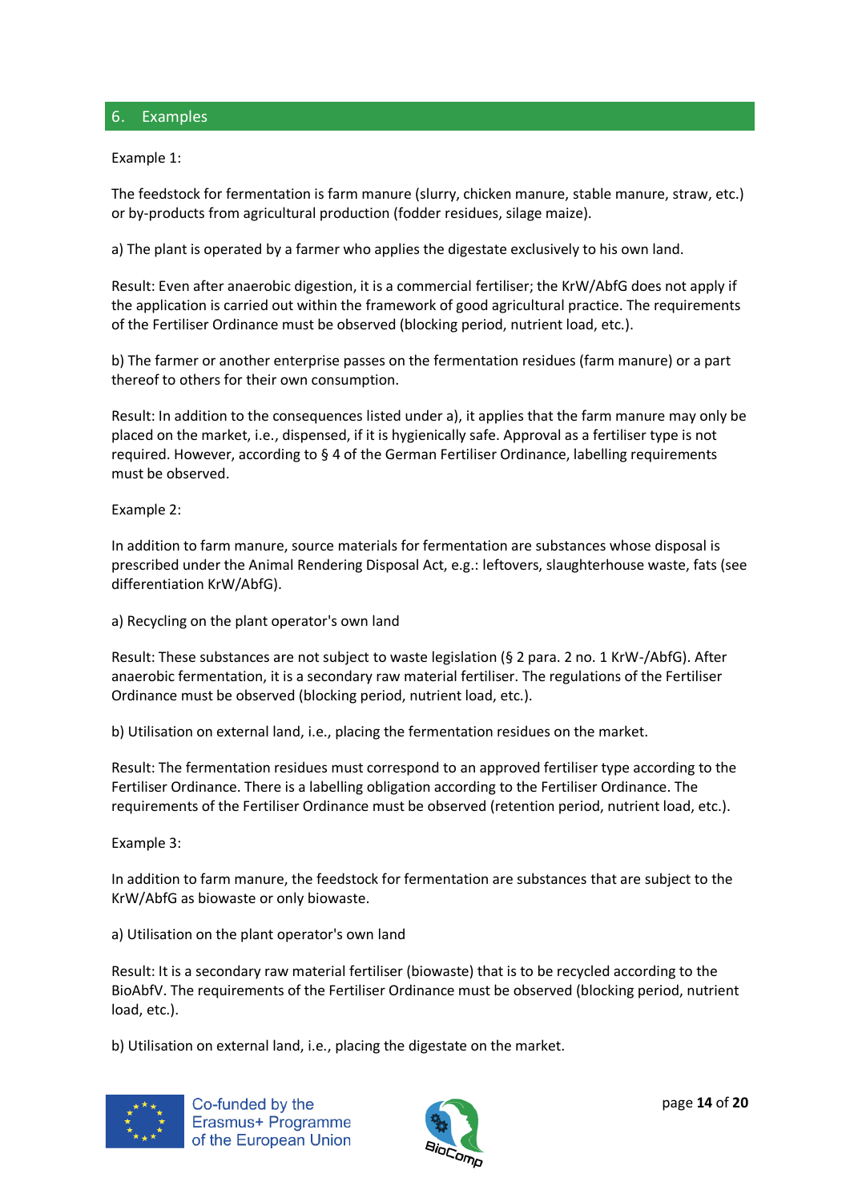## 6. Examples

Example 1:

The feedstock for fermentation is farm manure (slurry, chicken manure, stable manure, straw, etc.) or by-products from agricultural production (fodder residues, silage maize).

a) The plant is operated by a farmer who applies the digestate exclusively to his own land.

Result: Even after anaerobic digestion, it is a commercial fertiliser; the KrW/AbfG does not apply if the application is carried out within the framework of good agricultural practice. The requirements of the Fertiliser Ordinance must be observed (blocking period, nutrient load, etc.).

b) The farmer or another enterprise passes on the fermentation residues (farm manure) or a part thereof to others for their own consumption.

Result: In addition to the consequences listed under a), it applies that the farm manure may only be placed on the market, i.e., dispensed, if it is hygienically safe. Approval as a fertiliser type is not required. However, according to § 4 of the German Fertiliser Ordinance, labelling requirements must be observed.

Example 2:

In addition to farm manure, source materials for fermentation are substances whose disposal is prescribed under the Animal Rendering Disposal Act, e.g.: leftovers, slaughterhouse waste, fats (see differentiation KrW/AbfG).

a) Recycling on the plant operator's own land

Result: These substances are not subject to waste legislation (§ 2 para. 2 no. 1 KrW-/AbfG). After anaerobic fermentation, it is a secondary raw material fertiliser. The regulations of the Fertiliser Ordinance must be observed (blocking period, nutrient load, etc.).

b) Utilisation on external land, i.e., placing the fermentation residues on the market.

Result: The fermentation residues must correspond to an approved fertiliser type according to the Fertiliser Ordinance. There is a labelling obligation according to the Fertiliser Ordinance. The requirements of the Fertiliser Ordinance must be observed (retention period, nutrient load, etc.).

Example 3:

In addition to farm manure, the feedstock for fermentation are substances that are subject to the KrW/AbfG as biowaste or only biowaste.

a) Utilisation on the plant operator's own land

Result: It is a secondary raw material fertiliser (biowaste) that is to be recycled according to the BioAbfV. The requirements of the Fertiliser Ordinance must be observed (blocking period, nutrient load, etc.).

b) Utilisation on external land, i.e., placing the digestate on the market.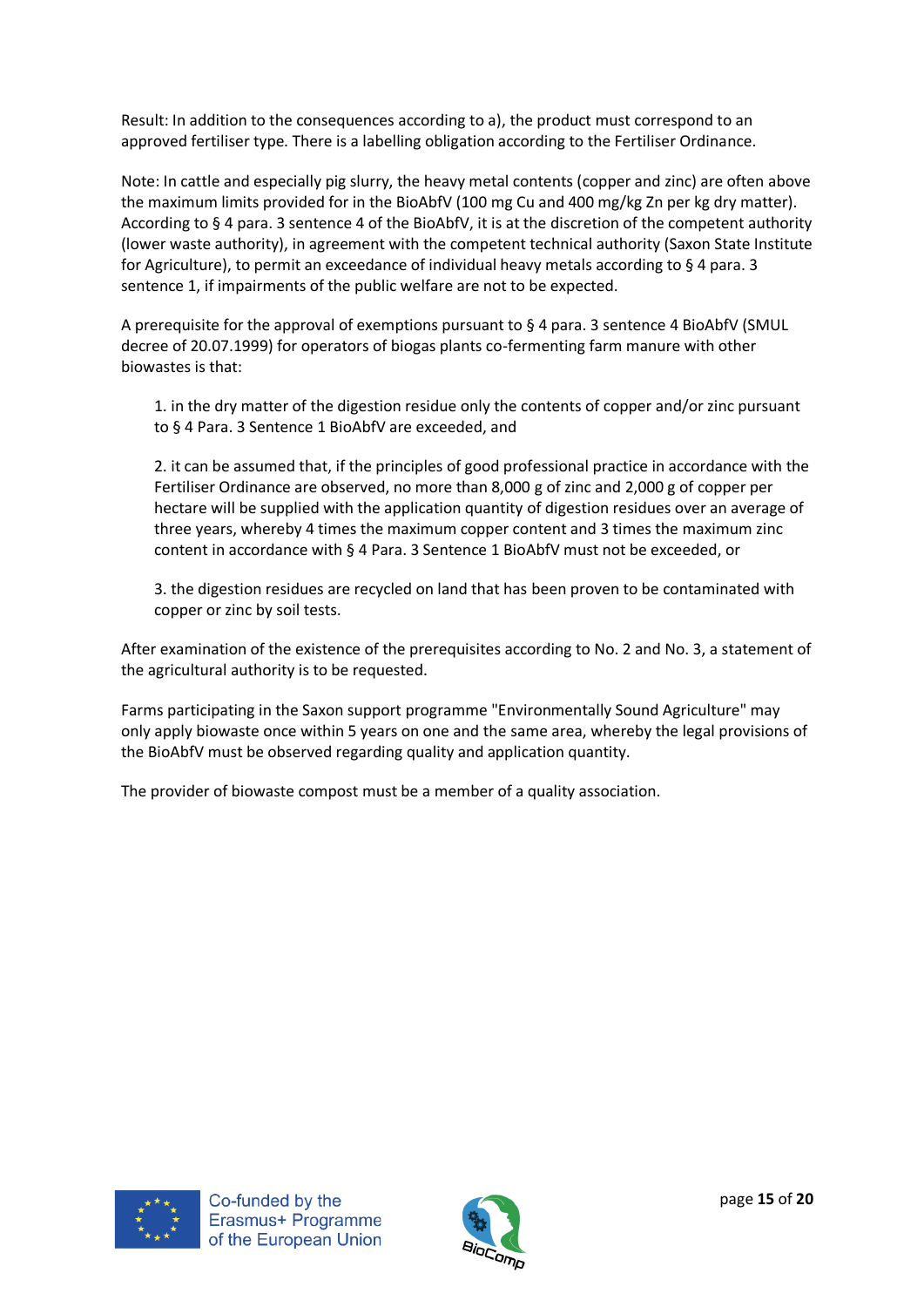Result: In addition to the consequences according to a), the product must correspond to an approved fertiliser type. There is a labelling obligation according to the Fertiliser Ordinance.

Note: In cattle and especially pig slurry, the heavy metal contents (copper and zinc) are often above the maximum limits provided for in the BioAbfV (100 mg Cu and 400 mg/kg Zn per kg dry matter). According to § 4 para. 3 sentence 4 of the BioAbfV, it is at the discretion of the competent authority (lower waste authority), in agreement with the competent technical authority (Saxon State Institute for Agriculture), to permit an exceedance of individual heavy metals according to § 4 para. 3 sentence 1, if impairments of the public welfare are not to be expected.

A prerequisite for the approval of exemptions pursuant to § 4 para. 3 sentence 4 BioAbfV (SMUL decree of 20.07.1999) for operators of biogas plants co-fermenting farm manure with other biowastes is that:

1. in the dry matter of the digestion residue only the contents of copper and/or zinc pursuant to § 4 Para. 3 Sentence 1 BioAbfV are exceeded, and

2. it can be assumed that, if the principles of good professional practice in accordance with the Fertiliser Ordinance are observed, no more than 8,000 g of zinc and 2,000 g of copper per hectare will be supplied with the application quantity of digestion residues over an average of three years, whereby 4 times the maximum copper content and 3 times the maximum zinc content in accordance with § 4 Para. 3 Sentence 1 BioAbfV must not be exceeded, or

3. the digestion residues are recycled on land that has been proven to be contaminated with copper or zinc by soil tests.

After examination of the existence of the prerequisites according to No. 2 and No. 3, a statement of the agricultural authority is to be requested.

Farms participating in the Saxon support programme "Environmentally Sound Agriculture" may only apply biowaste once within 5 years on one and the same area, whereby the legal provisions of the BioAbfV must be observed regarding quality and application quantity.

The provider of biowaste compost must be a member of a quality association.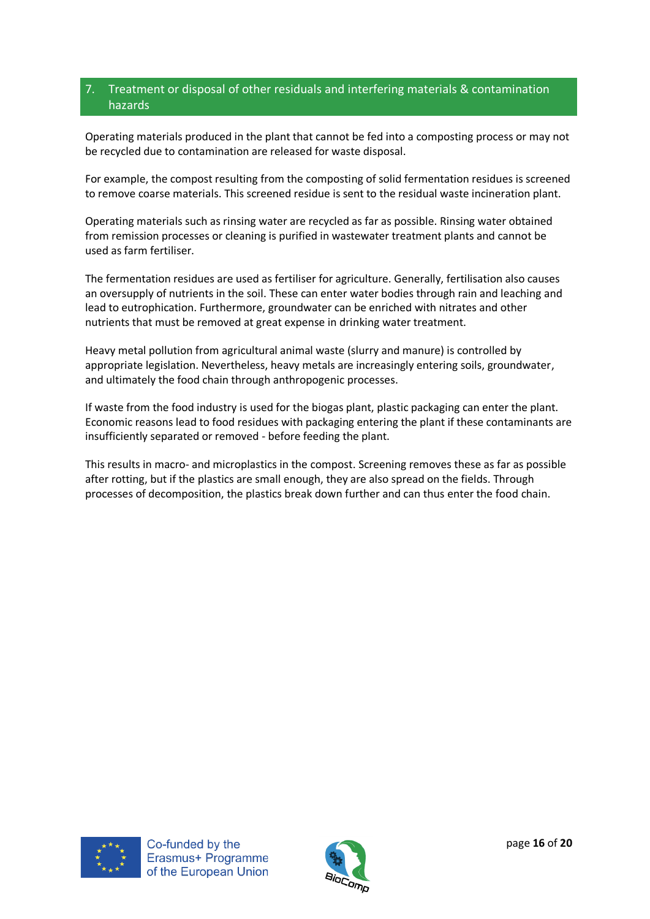## 7. Treatment or disposal of other residuals and interfering materials & contamination hazards

Operating materials produced in the plant that cannot be fed into a composting process or may not be recycled due to contamination are released for waste disposal.

For example, the compost resulting from the composting of solid fermentation residues is screened to remove coarse materials. This screened residue is sent to the residual waste incineration plant.

Operating materials such as rinsing water are recycled as far as possible. Rinsing water obtained from remission processes or cleaning is purified in wastewater treatment plants and cannot be used as farm fertiliser.

The fermentation residues are used as fertiliser for agriculture. Generally, fertilisation also causes an oversupply of nutrients in the soil. These can enter water bodies through rain and leaching and lead to eutrophication. Furthermore, groundwater can be enriched with nitrates and other nutrients that must be removed at great expense in drinking water treatment.

Heavy metal pollution from agricultural animal waste (slurry and manure) is controlled by appropriate legislation. Nevertheless, heavy metals are increasingly entering soils, groundwater, and ultimately the food chain through anthropogenic processes.

If waste from the food industry is used for the biogas plant, plastic packaging can enter the plant. Economic reasons lead to food residues with packaging entering the plant if these contaminants are insufficiently separated or removed - before feeding the plant.

This results in macro- and microplastics in the compost. Screening removes these as far as possible after rotting, but if the plastics are small enough, they are also spread on the fields. Through processes of decomposition, the plastics break down further and can thus enter the food chain.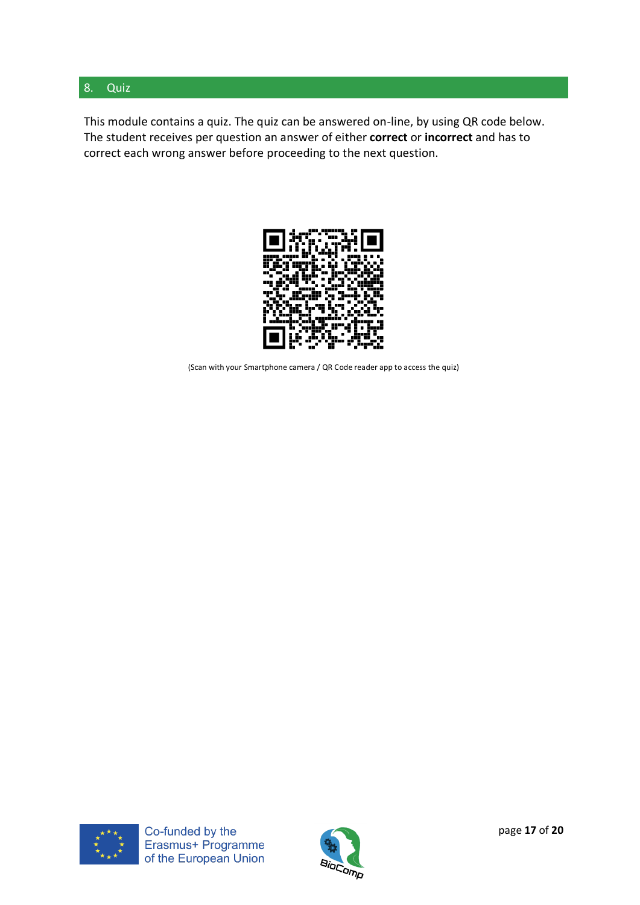## 8. Quiz

This module contains a quiz. The quiz can be answered on-line, by using QR code below. The student receives per question an answer of either **correct** or **incorrect** and has to correct each wrong answer before proceeding to the next question.

(Scan with your Smartphone camera / QR Code reader app to access the quiz)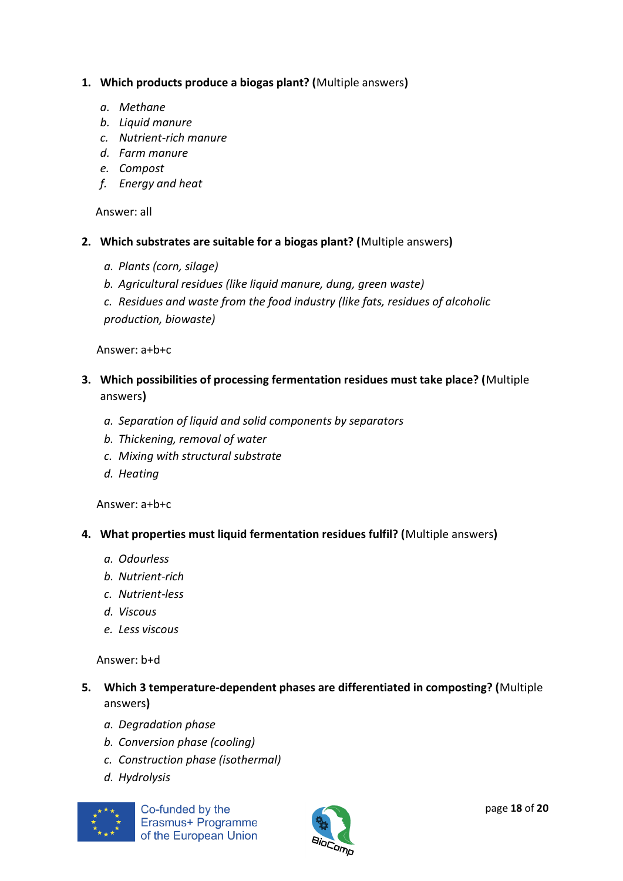1. **Which products produce a biogas plant? (**Multiple answers**)**

   a. *Methane*
   b. *Liquid manure*
   c. *Nutrient-rich manure*
   d. *Farm manure*
   e. *Compost*
   f. *Energy and heat*

   Answer: all

2. **Which substrates are suitable for a biogas plant? (**Multiple answers**)**

   a. *Plants (corn, silage)*
   b. *Agricultural residues (like liquid manure, dung, green waste)*
   c. *Residues and waste from the food industry (like fats, residues of alcoholic production, biowaste)*

   Answer: a+b+c

3. **Which possibilities of processing fermentation residues must take place? (**Multiple answers**)**

   a. *Separation of liquid and solid components by separators*
   b. *Thickening, removal of water*
   c. *Mixing with structural substrate*
   d. *Heating*

   Answer: a+b+c

4. **What properties must liquid fermentation residues fulfil? (**Multiple answers**)**

   a. *Odourless*
   b. *Nutrient-rich*
   c. *Nutrient-less*
   d. *Viscous*
   e. *Less viscous*

   Answer: b+d

5. **Which 3 temperature-dependent phases are differentiated in composting? (**Multiple answers**)**

   a. *Degradation phase*
   b. *Conversion phase (cooling)*
   c. *Construction phase (isothermal)*
   d. *Hydrolysis*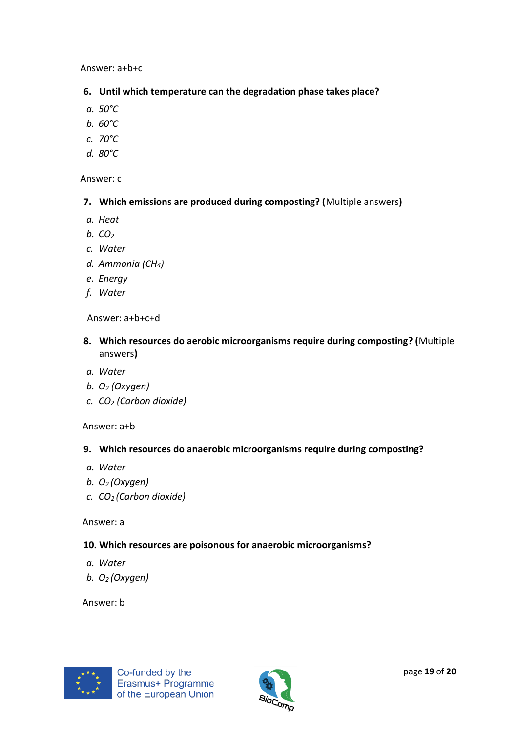Answer: a+b+c

6. **Until which temperature can the degradation phase takes place?**
   a. *50°C*
   b. *60°C*
   c. *70°C*
   d. *80°C*

Answer: c

7. **Which emissions are produced during composting? (**Multiple answers**)**
   a. *Heat*
   b. *$CO_2$*
   c. *Water*
   d. *Ammonia ($CH_4$)*
   e. *Energy*
   f. *Water*

Answer: a+b+c+d

8. **Which resources do aerobic microorganisms require during composting? (**Multiple answers**)**
   a. *Water*
   b. *$O_2$ (Oxygen)*
   c. *$CO_2$ (Carbon dioxide)*

Answer: a+b

9. **Which resources do anaerobic microorganisms require during composting?**
   a. *Water*
   b. *$O_2$ (Oxygen)*
   c. *$CO_2$ (Carbon dioxide)*

Answer: a

10. **Which resources are poisonous for anaerobic microorganisms?**
    a. *Water*
    b. *$O_2$ (Oxygen)*

Answer: b

Co-funded by the Erasmus+ Programme of the European Union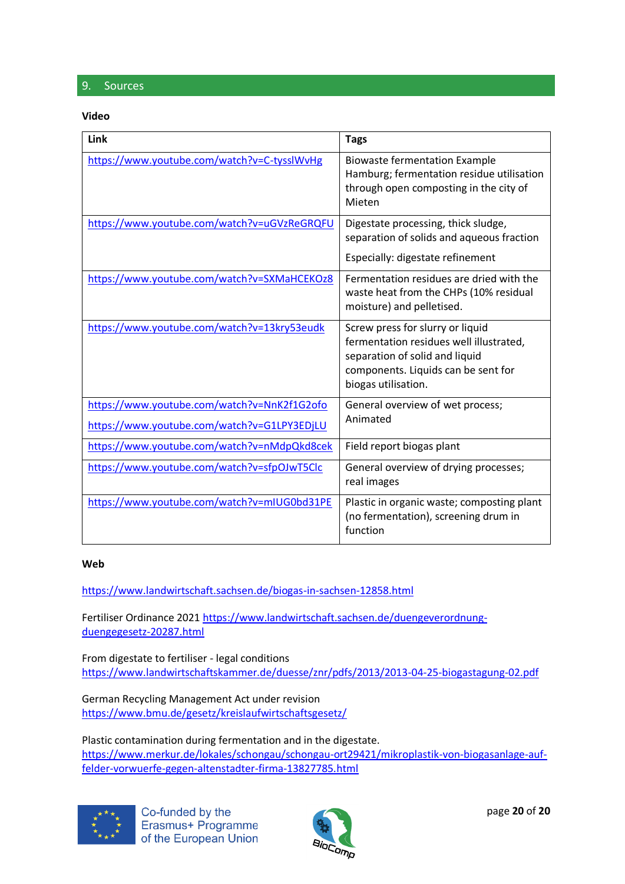## 9. Sources

**Video**

| Link | Tags |
|---|---|
| https://www.youtube.com/watch?v=C-tysslWvHg | Biowaste fermentation Example Hamburg; fermentation residue utilisation through open composting in the city of Mieten |
| https://www.youtube.com/watch?v=uGVzReGRQFU | Digestate processing, thick sludge, separation of solids and aqueous fraction<br><br>Especially: digestate refinement |
| https://www.youtube.com/watch?v=SXMaHCEKOz8 | Fermentation residues are dried with the waste heat from the CHPs (10% residual moisture) and pelletised. |
| https://www.youtube.com/watch?v=13kry53eudk | Screw press for slurry or liquid fermentation residues well illustrated, separation of solid and liquid components. Liquids can be sent for biogas utilisation. |
| https://www.youtube.com/watch?v=NnK2f1G2ofo<br><br>https://www.youtube.com/watch?v=G1LPY3EDjLU | General overview of wet process; Animated |
| https://www.youtube.com/watch?v=nMdpQkd8cek | Field report biogas plant |
| https://www.youtube.com/watch?v=sfpOJwT5Clc | General overview of drying processes; real images |
| https://www.youtube.com/watch?v=mIUG0bd31PE | Plastic in organic waste; composting plant (no fermentation), screening drum in function |

**Web**

https://www.landwirtschaft.sachsen.de/biogas-in-sachsen-12858.html

Fertiliser Ordinance 2021 https://www.landwirtschaft.sachsen.de/duengeverordnung-duengegesetz-20287.html

From digestate to fertiliser - legal conditions
https://www.landwirtschaftskammer.de/duesse/znr/pdfs/2013/2013-04-25-biogastagung-02.pdf

German Recycling Management Act under revision
https://www.bmu.de/gesetz/kreislaufwirtschaftsgesetz/

Plastic contamination during fermentation and in the digestate.
https://www.merkur.de/lokales/schongau/schongau-ort29421/mikroplastik-von-biogasanlage-auf-felder-vorwuerfe-gegen-altenstadter-firma-13827785.html

Co-funded by the Erasmus+ Programme of the European Union